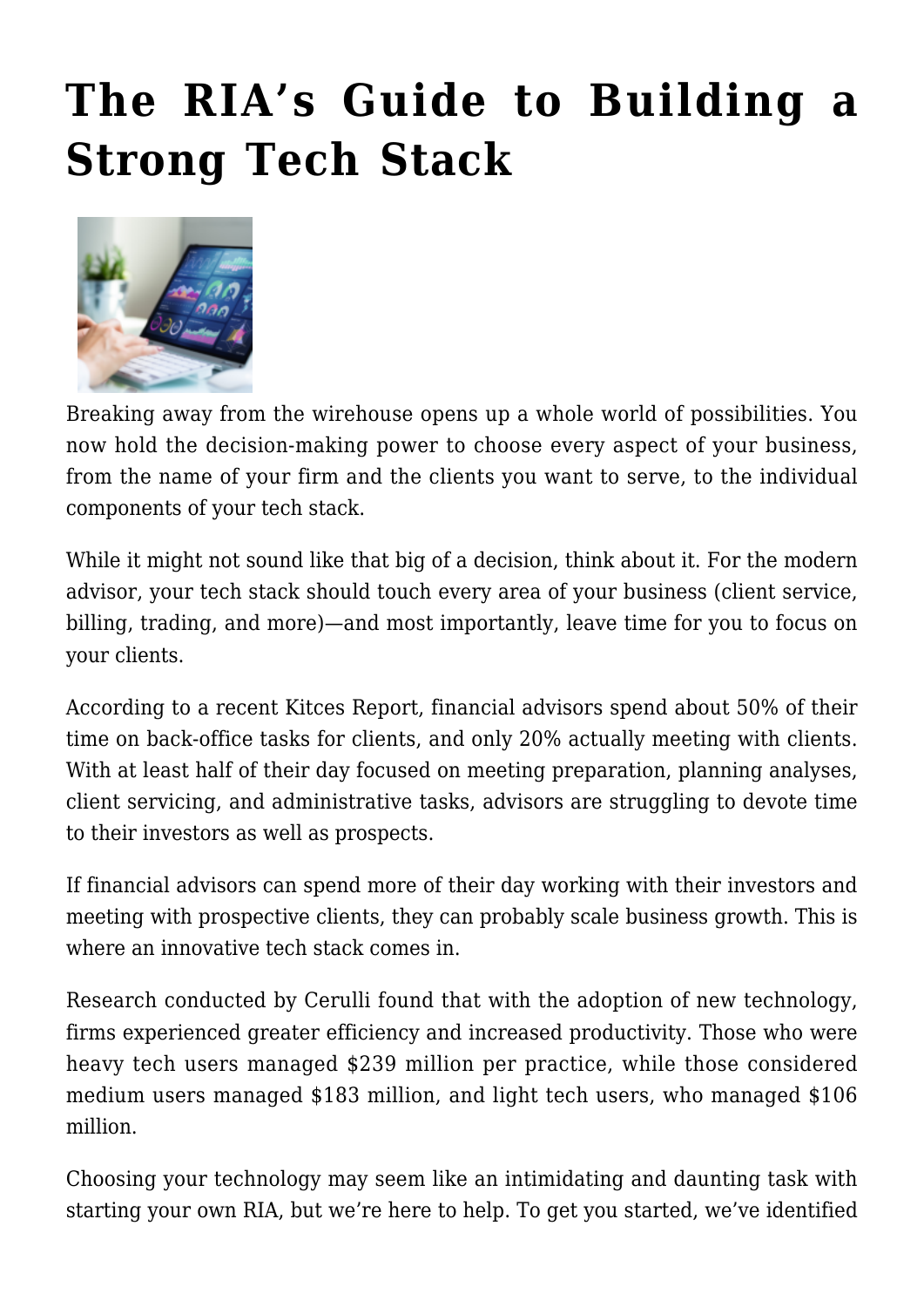# The RIA's Guide to Building a Strong Tech Stack

Breaking away from the wirehouse opens up a whole world of possibilities. You now hold the decision-making power to choose every aspect of your business, from the name of your firm and the clients you want to serve, to the individual components of your tech stack.

While it might not sound like that big of a decision, think about it. For the modern advisor, your tech stack should touch every area of your business (client service, billing, trading, and more)—and most importantly, leave time for you to focus on your clients.

According to a recent Kitces Report, financial advisors spend about 50% of their time on back-office tasks for clients, and only 20% actually meeting with clients. With at least half of their day focused on meeting preparation, planning analyses, client servicing, and administrative tasks, advisors are struggling to devote time to their investors as well as prospects.

If financial advisors can spend more of their day working with their investors and meeting with prospective clients, they can probably scale business growth. This is where an innovative tech stack comes in.

Research conducted by Cerulli found that with the adoption of new technology, firms experienced greater efficiency and increased productivity. Those who were heavy tech users managed $239 million per practice, while those considered medium users managed $183 million, and light tech users, who managed $106 million.

Choosing your technology may seem like an intimidating and daunting task with starting your own RIA, but we're here to help. To get you started, we've identified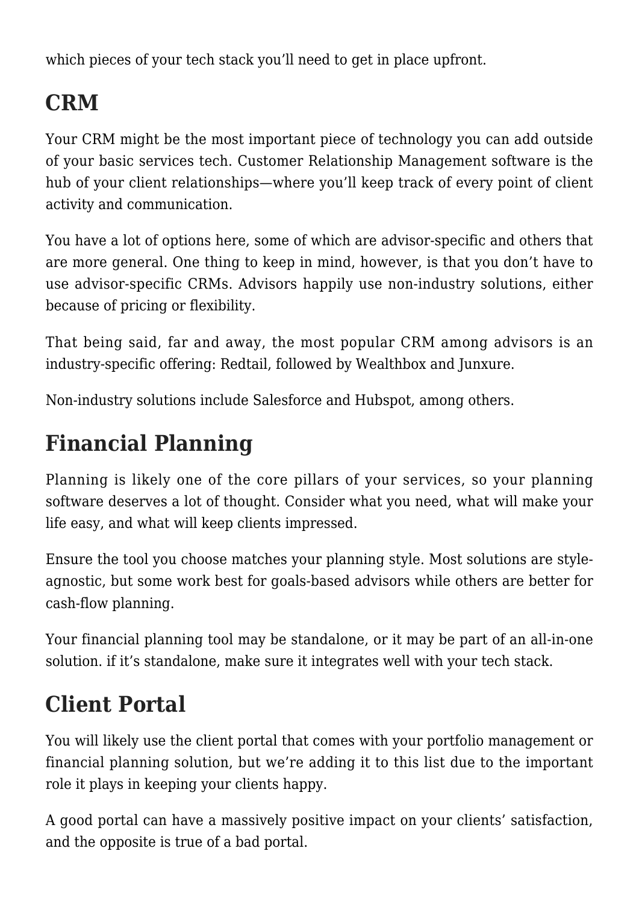which pieces of your tech stack you'll need to get in place upfront.

## CRM

Your CRM might be the most important piece of technology you can add outside of your basic services tech. Customer Relationship Management software is the hub of your client relationships—where you'll keep track of every point of client activity and communication.

You have a lot of options here, some of which are advisor-specific and others that are more general. One thing to keep in mind, however, is that you don't have to use advisor-specific CRMs. Advisors happily use non-industry solutions, either because of pricing or flexibility.

That being said, far and away, the most popular CRM among advisors is an industry-specific offering: Redtail, followed by Wealthbox and Junxure.

Non-industry solutions include Salesforce and Hubspot, among others.

## Financial Planning

Planning is likely one of the core pillars of your services, so your planning software deserves a lot of thought. Consider what you need, what will make your life easy, and what will keep clients impressed.

Ensure the tool you choose matches your planning style. Most solutions are style-agnostic, but some work best for goals-based advisors while others are better for cash-flow planning.

Your financial planning tool may be standalone, or it may be part of an all-in-one solution. if it's standalone, make sure it integrates well with your tech stack.

## Client Portal

You will likely use the client portal that comes with your portfolio management or financial planning solution, but we're adding it to this list due to the important role it plays in keeping your clients happy.

A good portal can have a massively positive impact on your clients' satisfaction, and the opposite is true of a bad portal.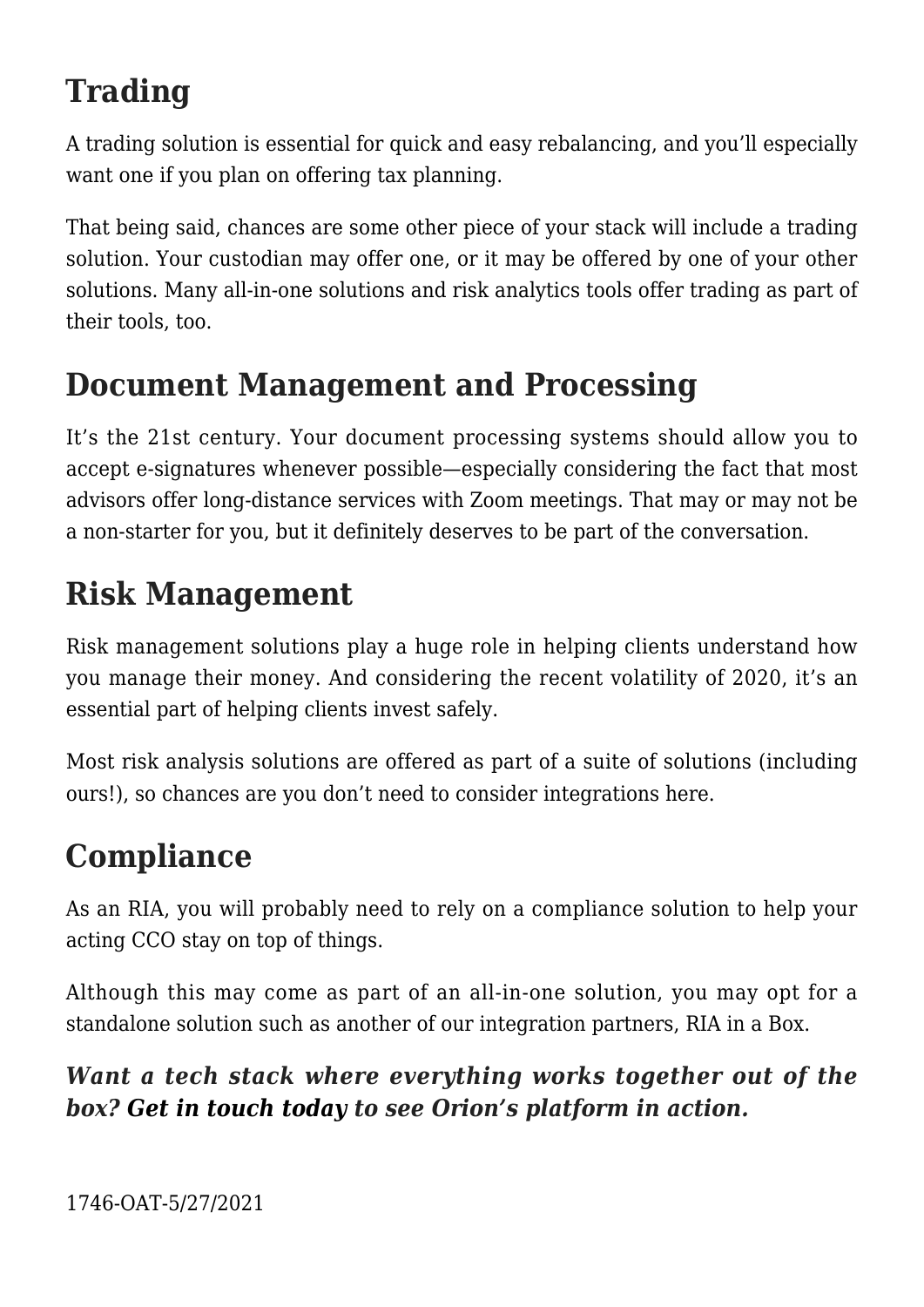## Trading

A trading solution is essential for quick and easy rebalancing, and you'll especially want one if you plan on offering tax planning.

That being said, chances are some other piece of your stack will include a trading solution. Your custodian may offer one, or it may be offered by one of your other solutions. Many all-in-one solutions and risk analytics tools offer trading as part of their tools, too.

## Document Management and Processing

It's the 21st century. Your document processing systems should allow you to accept e-signatures whenever possible—especially considering the fact that most advisors offer long-distance services with Zoom meetings. That may or may not be a non-starter for you, but it definitely deserves to be part of the conversation.

## Risk Management

Risk management solutions play a huge role in helping clients understand how you manage their money. And considering the recent volatility of 2020, it's an essential part of helping clients invest safely.

Most risk analysis solutions are offered as part of a suite of solutions (including ours!), so chances are you don't need to consider integrations here.

## Compliance

As an RIA, you will probably need to rely on a compliance solution to help your acting CCO stay on top of things.

Although this may come as part of an all-in-one solution, you may opt for a standalone solution such as another of our integration partners, RIA in a Box.

***Want a tech stack where everything works together out of the box? Get in touch today to see Orion's platform in action.***

1746-OAT-5/27/2021